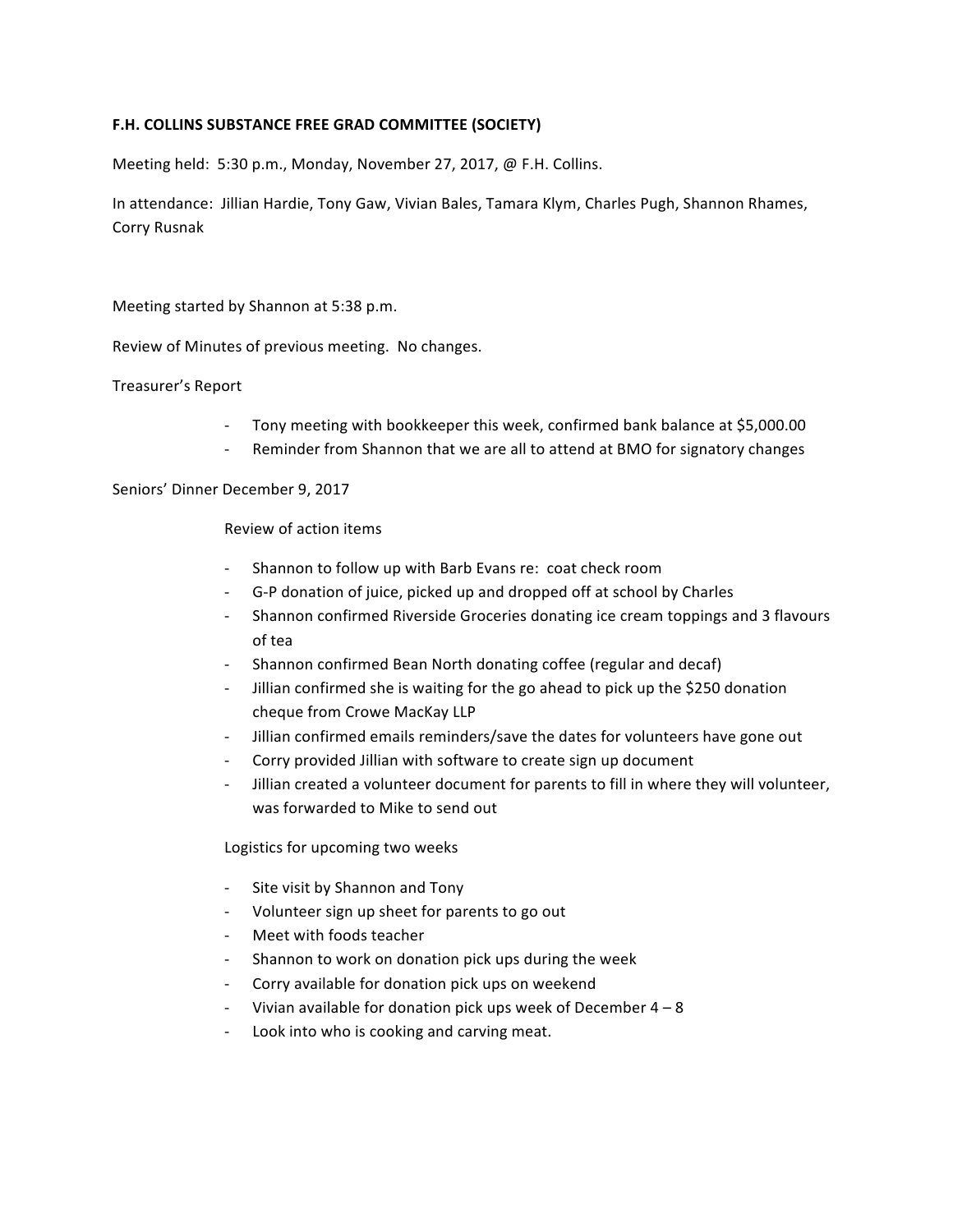**F.H. COLLINS SUBSTANCE FREE GRAD COMMITTEE (SOCIETY)**

Meeting held: 5:30 p.m., Monday, November 27, 2017, @ F.H. Collins.

In attendance: Jillian Hardie, Tony Gaw, Vivian Bales, Tamara Klym, Charles Pugh, Shannon Rhames, Corry Rusnak

Meeting started by Shannon at 5:38 p.m.

Review of Minutes of previous meeting. No changes.

Treasurer's Report

- Tony meeting with bookkeeper this week, confirmed bank balance at $5,000.00
- Reminder from Shannon that we are all to attend at BMO for signatory changes

Seniors' Dinner December 9, 2017

Review of action items

- Shannon to follow up with Barb Evans re: coat check room
- G-P donation of juice, picked up and dropped off at school by Charles
- Shannon confirmed Riverside Groceries donating ice cream toppings and 3 flavours of tea
- Shannon confirmed Bean North donating coffee (regular and decaf)
- Jillian confirmed she is waiting for the go ahead to pick up the $250 donation cheque from Crowe MacKay LLP
- Jillian confirmed emails reminders/save the dates for volunteers have gone out
- Corry provided Jillian with software to create sign up document
- Jillian created a volunteer document for parents to fill in where they will volunteer, was forwarded to Mike to send out

Logistics for upcoming two weeks

- Site visit by Shannon and Tony
- Volunteer sign up sheet for parents to go out
- Meet with foods teacher
- Shannon to work on donation pick ups during the week
- Corry available for donation pick ups on weekend
- Vivian available for donation pick ups week of December 4 – 8
- Look into who is cooking and carving meat.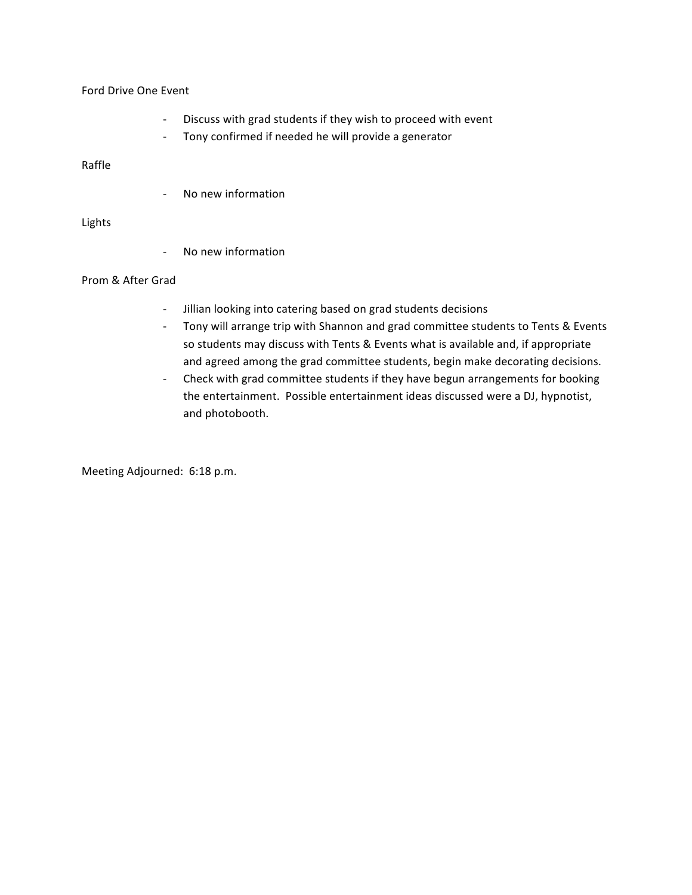Ford Drive One Event

- Discuss with grad students if they wish to proceed with event
- Tony confirmed if needed he will provide a generator

Raffle

- No new information

Lights

- No new information

Prom & After Grad

- Jillian looking into catering based on grad students decisions
- Tony will arrange trip with Shannon and grad committee students to Tents & Events so students may discuss with Tents & Events what is available and, if appropriate and agreed among the grad committee students, begin make decorating decisions.
- Check with grad committee students if they have begun arrangements for booking the entertainment. Possible entertainment ideas discussed were a DJ, hypnotist, and photobooth.

Meeting Adjourned: 6:18 p.m.